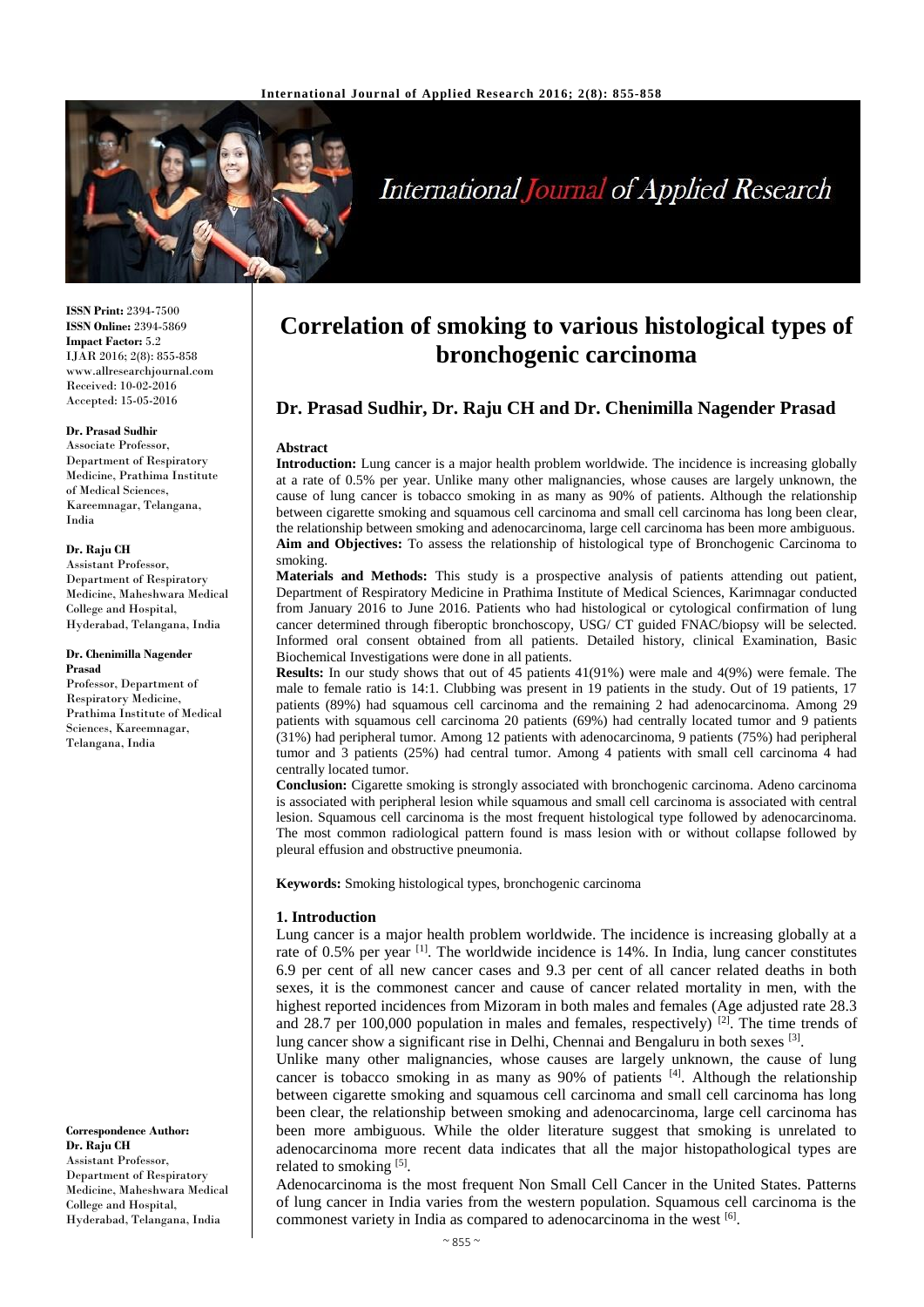**ISSN Print:** 2394-7500
**ISSN Online:** 2394-5869
**Impact Factor:** 5.2
IJAR 2016; 2(8): 855-858
www.allresearchjournal.com
Received: 10-02-2016
Accepted: 15-05-2016

**Dr. Prasad Sudhir**
Associate Professor, Department of Respiratory Medicine, Prathima Institute of Medical Sciences, Kareemnagar, Telangana, India

**Dr. Raju CH**
Assistant Professor, Department of Respiratory Medicine, Maheshwara Medical College and Hospital, Hyderabad, Telangana, India

**Dr. Chenimilla Nagender Prasad**
Professor, Department of Respiratory Medicine, Prathima Institute of Medical Sciences, Kareemnagar, Telangana, India

**Correspondence Author:**
**Dr. Raju CH**
Assistant Professor, Department of Respiratory Medicine, Maheshwara Medical College and Hospital, Hyderabad, Telangana, India

# Correlation of smoking to various histological types of bronchogenic carcinoma

## Dr. Prasad Sudhir, Dr. Raju CH and Dr. Chenimilla Nagender Prasad

### Abstract

**Introduction:** Lung cancer is a major health problem worldwide. The incidence is increasing globally at a rate of 0.5% per year. Unlike many other malignancies, whose causes are largely unknown, the cause of lung cancer is tobacco smoking in as many as 90% of patients. Although the relationship between cigarette smoking and squamous cell carcinoma and small cell carcinoma has long been clear, the relationship between smoking and adenocarcinoma, large cell carcinoma has been more ambiguous.

**Aim and Objectives:** To assess the relationship of histological type of Bronchogenic Carcinoma to smoking.

**Materials and Methods:** This study is a prospective analysis of patients attending out patient, Department of Respiratory Medicine in Prathima Institute of Medical Sciences, Karimnagar conducted from January 2016 to June 2016. Patients who had histological or cytological confirmation of lung cancer determined through fiberoptic bronchoscopy, USG/ CT guided FNAC/biopsy will be selected. Informed oral consent obtained from all patients. Detailed history, clinical Examination, Basic Biochemical Investigations were done in all patients.

**Results:** In our study shows that out of 45 patients 41(91%) were male and 4(9%) were female. The male to female ratio is 14:1. Clubbing was present in 19 patients in the study. Out of 19 patients, 17 patients (89%) had squamous cell carcinoma and the remaining 2 had adenocarcinoma. Among 29 patients with squamous cell carcinoma 20 patients (69%) had centrally located tumor and 9 patients (31%) had peripheral tumor. Among 12 patients with adenocarcinoma, 9 patients (75%) had peripheral tumor and 3 patients (25%) had central tumor. Among 4 patients with small cell carcinoma 4 had centrally located tumor.

**Conclusion:** Cigarette smoking is strongly associated with bronchogenic carcinoma. Adeno carcinoma is associated with peripheral lesion while squamous and small cell carcinoma is associated with central lesion. Squamous cell carcinoma is the most frequent histological type followed by adenocarcinoma. The most common radiological pattern found is mass lesion with or without collapse followed by pleural effusion and obstructive pneumonia.

**Keywords:** Smoking histological types, bronchogenic carcinoma

### 1. Introduction

Lung cancer is a major health problem worldwide. The incidence is increasing globally at a rate of 0.5% per year [1]. The worldwide incidence is 14%. In India, lung cancer constitutes 6.9 per cent of all new cancer cases and 9.3 per cent of all cancer related deaths in both sexes, it is the commonest cancer and cause of cancer related mortality in men, with the highest reported incidences from Mizoram in both males and females (Age adjusted rate 28.3 and 28.7 per 100,000 population in males and females, respectively) [2]. The time trends of lung cancer show a significant rise in Delhi, Chennai and Bengaluru in both sexes [3].

Unlike many other malignancies, whose causes are largely unknown, the cause of lung cancer is tobacco smoking in as many as 90% of patients [4]. Although the relationship between cigarette smoking and squamous cell carcinoma and small cell carcinoma has long been clear, the relationship between smoking and adenocarcinoma, large cell carcinoma has been more ambiguous. While the older literature suggest that smoking is unrelated to adenocarcinoma more recent data indicates that all the major histopathological types are related to smoking [5].

Adenocarcinoma is the most frequent Non Small Cell Cancer in the United States. Patterns of lung cancer in India varies from the western population. Squamous cell carcinoma is the commonest variety in India as compared to adenocarcinoma in the west [6].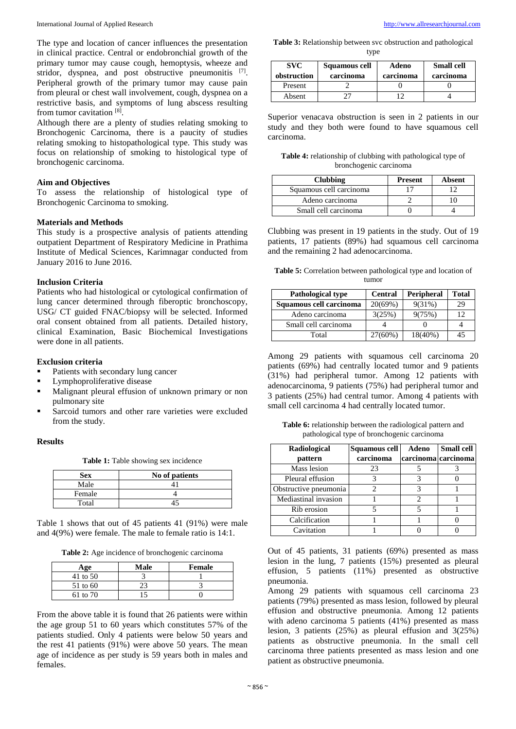The type and location of cancer influences the presentation in clinical practice. Central or endobronchial growth of the primary tumor may cause cough, hemoptysis, wheeze and stridor, dyspnea, and post obstructive pneumonitis [7]. Peripheral growth of the primary tumor may cause pain from pleural or chest wall involvement, cough, dyspnea on a restrictive basis, and symptoms of lung abscess resulting from tumor cavitation [8].

Although there are a plenty of studies relating smoking to Bronchogenic Carcinoma, there is a paucity of studies relating smoking to histopathological type. This study was focus on relationship of smoking to histological type of bronchogenic carcinoma.

## Aim and Objectives

To assess the relationship of histological type of Bronchogenic Carcinoma to smoking.

## Materials and Methods

This study is a prospective analysis of patients attending outpatient Department of Respiratory Medicine in Prathima Institute of Medical Sciences, Karimnagar conducted from January 2016 to June 2016.

## Inclusion Criteria

Patients who had histological or cytological confirmation of lung cancer determined through fiberoptic bronchoscopy, USG/ CT guided FNAC/biopsy will be selected. Informed oral consent obtained from all patients. Detailed history, clinical Examination, Basic Biochemical Investigations were done in all patients.

## Exclusion criteria

- Patients with secondary lung cancer
- Lymphoproliferative disease
- Malignant pleural effusion of unknown primary or non pulmonary site
- Sarcoid tumors and other rare varieties were excluded from the study.

## Results

**Table 1:** Table showing sex incidence

| Sex | No of patients |
|---|---|
| Male | 41 |
| Female | 4 |
| Total | 45 |

Table 1 shows that out of 45 patients 41 (91%) were male and 4(9%) were female. The male to female ratio is 14:1.

**Table 2:** Age incidence of bronchogenic carcinoma

| Age | Male | Female |
|---|---|---|
| 41 to 50 | 3 | 1 |
| 51 to 60 | 23 | 3 |
| 61 to 70 | 15 | 0 |

From the above table it is found that 26 patients were within the age group 51 to 60 years which constitutes 57% of the patients studied. Only 4 patients were below 50 years and the rest 41 patients (91%) were above 50 years. The mean age of incidence as per study is 59 years both in males and females.

**Table 3:** Relationship between svc obstruction and pathological type

| SVC obstruction | Squamous cell carcinoma | Adeno carcinoma | Small cell carcinoma |
|---|---|---|---|
| Present | 2 | 0 | 0 |
| Absent | 27 | 12 | 4 |

Superior venacava obstruction is seen in 2 patients in our study and they both were found to have squamous cell carcinoma.

**Table 4:** relationship of clubbing with pathological type of bronchogenic carcinoma

| Clubbing | Present | Absent |
|---|---|---|
| Squamous cell carcinoma | 17 | 12 |
| Adeno carcinoma | 2 | 10 |
| Small cell carcinoma | 0 | 4 |

Clubbing was present in 19 patients in the study. Out of 19 patients, 17 patients (89%) had squamous cell carcinoma and the remaining 2 had adenocarcinoma.

**Table 5:** Correlation between pathological type and location of tumor

| Pathological type | Central | Peripheral | Total |
|---|---|---|---|
| **Squamous cell carcinoma** | 20(69%) | 9(31%) | 29 |
| Adeno carcinoma | 3(25%) | 9(75%) | 12 |
| Small cell carcinoma | 4 | 0 | 4 |
| Total | 27(60%) | 18(40%) | 45 |

Among 29 patients with squamous cell carcinoma 20 patients (69%) had centrally located tumor and 9 patients (31%) had peripheral tumor. Among 12 patients with adenocarcinoma, 9 patients (75%) had peripheral tumor and 3 patients (25%) had central tumor. Among 4 patients with small cell carcinoma 4 had centrally located tumor.

**Table 6:** relationship between the radiological pattern and pathological type of bronchogenic carcinoma

| Radiological pattern | Squamous cell carcinoma | Adeno carcinoma | Small cell carcinoma |
|---|---|---|---|
| Mass lesion | 23 | 5 | 3 |
| Pleural effusion | 3 | 3 | 0 |
| Obstructive pneumonia | 2 | 3 | 1 |
| Mediastinal invasion | 1 | 2 | 1 |
| Rib erosion | 5 | 5 | 1 |
| Calcification | 1 | 1 | 0 |
| Cavitation | 1 | 0 | 0 |

Out of 45 patients, 31 patients (69%) presented as mass lesion in the lung, 7 patients (15%) presented as pleural effusion, 5 patients (11%) presented as obstructive pneumonia.

Among 29 patients with squamous cell carcinoma 23 patients (79%) presented as mass lesion, followed by pleural effusion and obstructive pneumonia. Among 12 patients with adeno carcinoma 5 patients (41%) presented as mass lesion, 3 patients (25%) as pleural effusion and 3(25%) patients as obstructive pneumonia. In the small cell carcinoma three patients presented as mass lesion and one patient as obstructive pneumonia.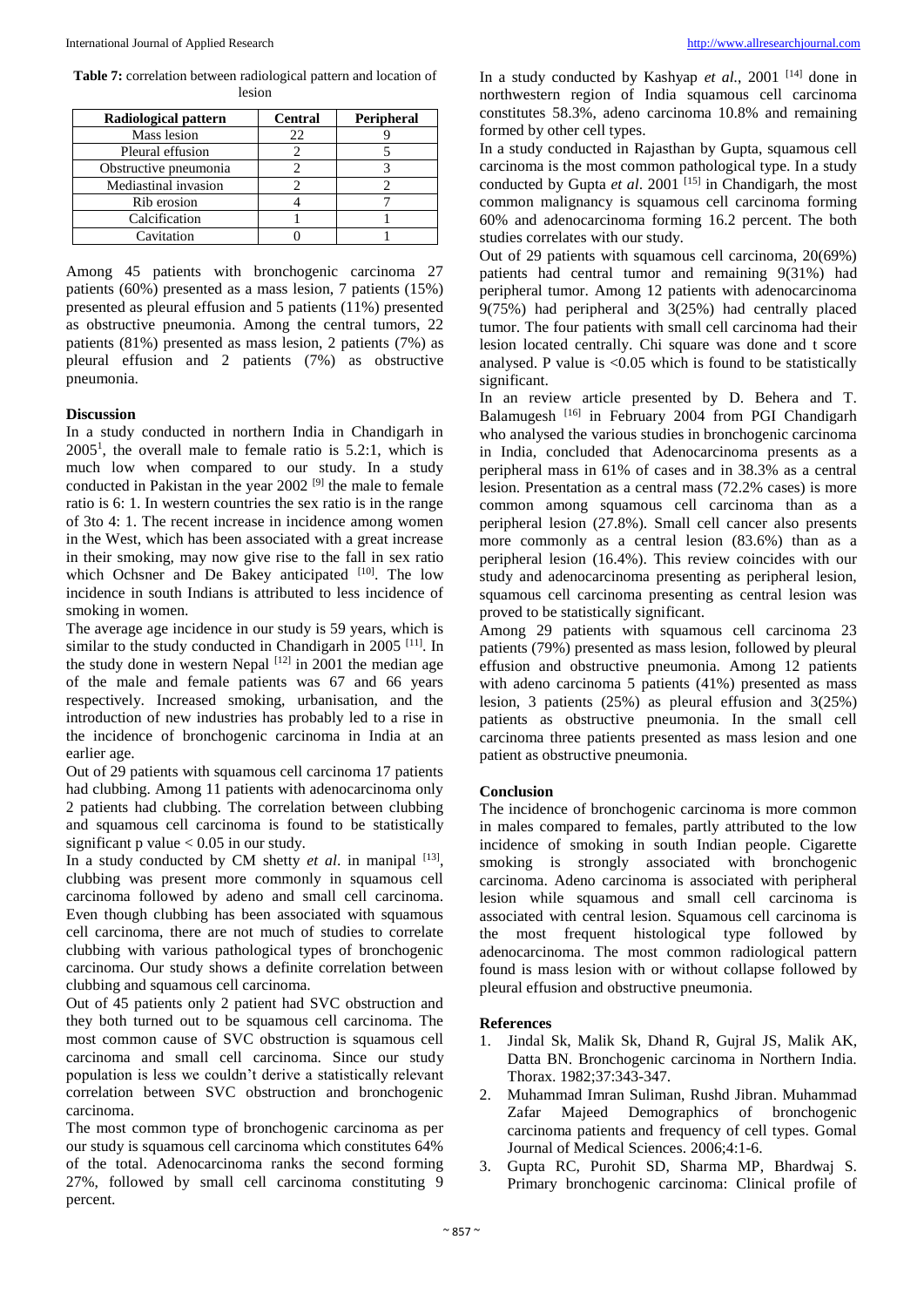**Table 7:** correlation between radiological pattern and location of lesion

| Radiological pattern | Central | Peripheral |
| --- | --- | --- |
| Mass lesion | 22 | 9 |
| Pleural effusion | 2 | 5 |
| Obstructive pneumonia | 2 | 3 |
| Mediastinal invasion | 2 | 2 |
| Rib erosion | 4 | 7 |
| Calcification | 1 | 1 |
| Cavitation | 0 | 1 |

Among 45 patients with bronchogenic carcinoma 27 patients (60%) presented as a mass lesion, 7 patients (15%) presented as pleural effusion and 5 patients (11%) presented as obstructive pneumonia. Among the central tumors, 22 patients (81%) presented as mass lesion, 2 patients (7%) as pleural effusion and 2 patients (7%) as obstructive pneumonia.

## Discussion

In a study conducted in northern India in Chandigarh in 2005[1], the overall male to female ratio is 5.2:1, which is much low when compared to our study. In a study conducted in Pakistan in the year 2002 [9] the male to female ratio is 6: 1. In western countries the sex ratio is in the range of 3to 4: 1. The recent increase in incidence among women in the West, which has been associated with a great increase in their smoking, may now give rise to the fall in sex ratio which Ochsner and De Bakey anticipated [10]. The low incidence in south Indians is attributed to less incidence of smoking in women.

The average age incidence in our study is 59 years, which is similar to the study conducted in Chandigarh in 2005 [11]. In the study done in western Nepal [12] in 2001 the median age of the male and female patients was 67 and 66 years respectively. Increased smoking, urbanisation, and the introduction of new industries has probably led to a rise in the incidence of bronchogenic carcinoma in India at an earlier age.

Out of 29 patients with squamous cell carcinoma 17 patients had clubbing. Among 11 patients with adenocarcinoma only 2 patients had clubbing. The correlation between clubbing and squamous cell carcinoma is found to be statistically significant p value $< 0.05$ in our study.

In a study conducted by CM shetty *et al*. in manipal [13], clubbing was present more commonly in squamous cell carcinoma followed by adeno and small cell carcinoma. Even though clubbing has been associated with squamous cell carcinoma, there are not much of studies to correlate clubbing with various pathological types of bronchogenic carcinoma. Our study shows a definite correlation between clubbing and squamous cell carcinoma.

Out of 45 patients only 2 patient had SVC obstruction and they both turned out to be squamous cell carcinoma. The most common cause of SVC obstruction is squamous cell carcinoma and small cell carcinoma. Since our study population is less we couldn't derive a statistically relevant correlation between SVC obstruction and bronchogenic carcinoma.

The most common type of bronchogenic carcinoma as per our study is squamous cell carcinoma which constitutes 64% of the total. Adenocarcinoma ranks the second forming 27%, followed by small cell carcinoma constituting 9 percent.

In a study conducted by Kashyap *et al.*, 2001 [14] done in northwestern region of India squamous cell carcinoma constitutes 58.3%, adeno carcinoma 10.8% and remaining formed by other cell types.

In a study conducted in Rajasthan by Gupta, squamous cell carcinoma is the most common pathological type. In a study conducted by Gupta *et al*. 2001 [15] in Chandigarh, the most common malignancy is squamous cell carcinoma forming 60% and adenocarcinoma forming 16.2 percent. The both studies correlates with our study.

Out of 29 patients with squamous cell carcinoma, 20(69%) patients had central tumor and remaining 9(31%) had peripheral tumor. Among 12 patients with adenocarcinoma 9(75%) had peripheral and 3(25%) had centrally placed tumor. The four patients with small cell carcinoma had their lesion located centrally. Chi square was done and t score analysed. P value is <0.05 which is found to be statistically significant.

In an review article presented by D. Behera and T. Balamugesh [16] in February 2004 from PGI Chandigarh who analysed the various studies in bronchogenic carcinoma in India, concluded that Adenocarcinoma presents as a peripheral mass in 61% of cases and in 38.3% as a central lesion. Presentation as a central mass (72.2% cases) is more common among squamous cell carcinoma than as a peripheral lesion (27.8%). Small cell cancer also presents more commonly as a central lesion (83.6%) than as a peripheral lesion (16.4%). This review coincides with our study and adenocarcinoma presenting as peripheral lesion, squamous cell carcinoma presenting as central lesion was proved to be statistically significant.

Among 29 patients with squamous cell carcinoma 23 patients (79%) presented as mass lesion, followed by pleural effusion and obstructive pneumonia. Among 12 patients with adeno carcinoma 5 patients (41%) presented as mass lesion, 3 patients (25%) as pleural effusion and 3(25%) patients as obstructive pneumonia. In the small cell carcinoma three patients presented as mass lesion and one patient as obstructive pneumonia.

## Conclusion

The incidence of bronchogenic carcinoma is more common in males compared to females, partly attributed to the low incidence of smoking in south Indian people. Cigarette smoking is strongly associated with bronchogenic carcinoma. Adeno carcinoma is associated with peripheral lesion while squamous and small cell carcinoma is associated with central lesion. Squamous cell carcinoma is the most frequent histological type followed by adenocarcinoma. The most common radiological pattern found is mass lesion with or without collapse followed by pleural effusion and obstructive pneumonia.

## References

1. Jindal Sk, Malik Sk, Dhand R, Gujral JS, Malik AK, Datta BN. Bronchogenic carcinoma in Northern India. Thorax. 1982;37:343-347.
2. Muhammad Imran Suliman, Rushd Jibran. Muhammad Zafar Majeed Demographics of bronchogenic carcinoma patients and frequency of cell types. Gomal Journal of Medical Sciences. 2006;4:1-6.
3. Gupta RC, Purohit SD, Sharma MP, Bhardwaj S. Primary bronchogenic carcinoma: Clinical profile of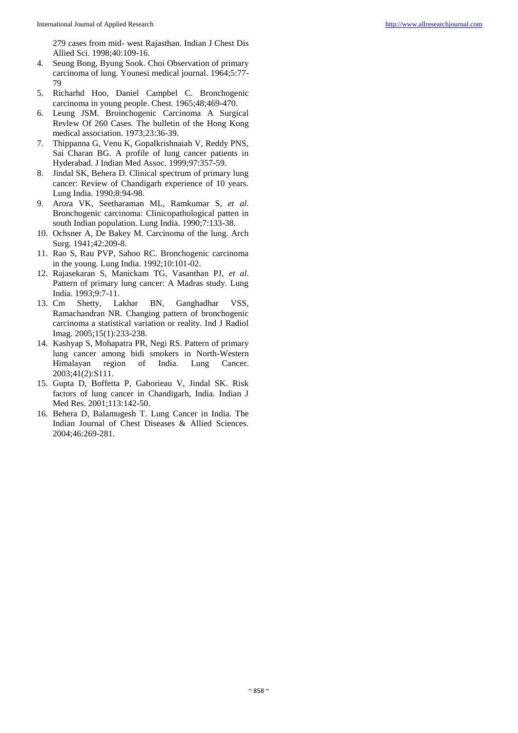279 cases from mid- west Rajasthan. Indian J Chest Dis Allied Sci. 1998;40:109-16.

4. Seung Bong, Byung Sook. Choi Observation of primary carcinoma of lung. Younesi medical journal. 1964;5:77-79
5. Richarhd Hoo, Daniel Campbel C. Bronchogenic carcinoma in young people. Chest. 1965;48;469-470.
6. Leung JSM. Broinchogenic Carcinoma A Surgical Revlew Of 260 Cases. The bulletin of the Hong Kong medical association. 1973;23:36-39.
7. Thippanna G, Venu K, Gopalkrishnaiah V, Reddy PNS, Sai Charan BG. A profile of lung cancer patients in Hyderabad. J Indian Med Assoc. 1999;97:357-59.
8. Jindal SK, Behera D. Clinical spectrum of primary lung cancer: Review of Chandigarh experience of 10 years. Lung India. 1990;8:94-98.
9. Arora VK, Seetharaman ML, Ramkumar S, *et al*. Bronchogenic carcinoma: Clinicopathological patten in south Indian population. Lung India. 1990;7:133-38.
10. Ochsner A, De Bakey M. Carcinoma of the lung. Arch Surg. 1941;42:209-8.
11. Rao S, Rau PVP, Sahoo RC. Bronchogenic carcinoma in the young. Lung India. 1992;10:101-02.
12. Rajasekaran S, Manickam TG, Vasanthan PJ, *et al*. Pattern of primary lung cancer: A Madras study. Lung India. 1993;9:7-11.
13. Cm Shetty, Lakhar BN, Ganghadhar VSS, Ramachandran NR. Changing pattern of bronchogenic carcinoma a statistical variation or reality. Ind J Radiol Imag. 2005;15(1):233-238.
14. Kashyap S, Mohapatra PR, Negi RS. Pattern of primary lung cancer among bidi smokers in North-Western Himalayan region of India. Lung Cancer. 2003;41(2):S111.
15. Gupta D, Boffetta P, Gaborieau V, Jindal SK. Risk factors of lung cancer in Chandigarh, India. Indian J Med Res. 2001;113:142-50.
16. Behera D, Balamugesh T. Lung Cancer in India. The Indian Journal of Chest Diseases & Allied Sciences. 2004;46:269-281.